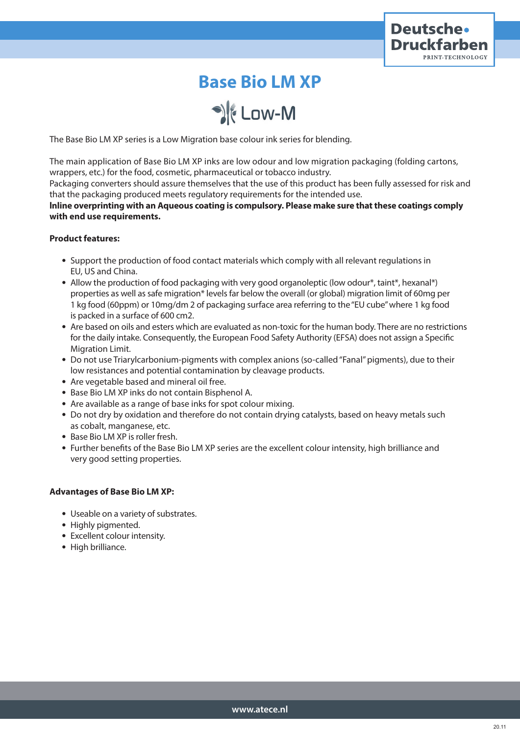# Base Bio LM XP

Low-M

The Base Bio LM XP series is a Low Migration base colour ink series for blending.

The main application of Base Bio LM XP inks are low odour and low migration packaging (folding cartons, wrappers, etc.) for the food, cosmetic, pharmaceutical or tobacco industry.
Packaging converters should assure themselves that the use of this product has been fully assessed for risk and that the packaging produced meets regulatory requirements for the intended use.
**Inline overprinting with an Aqueous coating is compulsory. Please make sure that these coatings comply with end use requirements.**

**Product features:**

- Support the production of food contact materials which comply with all relevant regulations in EU, US and China.
- Allow the production of food packaging with very good organoleptic (low odour*, taint*, hexanal*) properties as well as safe migration* levels far below the overall (or global) migration limit of 60mg per 1 kg food (60ppm) or 10mg/dm 2 of packaging surface area referring to the "EU cube" where 1 kg food is packed in a surface of 600 cm2.
- Are based on oils and esters which are evaluated as non-toxic for the human body. There are no restrictions for the daily intake. Consequently, the European Food Safety Authority (EFSA) does not assign a Specific Migration Limit.
- Do not use Triarylcarbonium-pigments with complex anions (so-called "Fanal" pigments), due to their low resistances and potential contamination by cleavage products.
- Are vegetable based and mineral oil free.
- Base Bio LM XP inks do not contain Bisphenol A.
- Are available as a range of base inks for spot colour mixing.
- Do not dry by oxidation and therefore do not contain drying catalysts, based on heavy metals such as cobalt, manganese, etc.
- Base Bio LM XP is roller fresh.
- Further benefits of the Base Bio LM XP series are the excellent colour intensity, high brilliance and very good setting properties.

**Advantages of Base Bio LM XP:**

- Useable on a variety of substrates.
- Highly pigmented.
- Excellent colour intensity.
- High brilliance.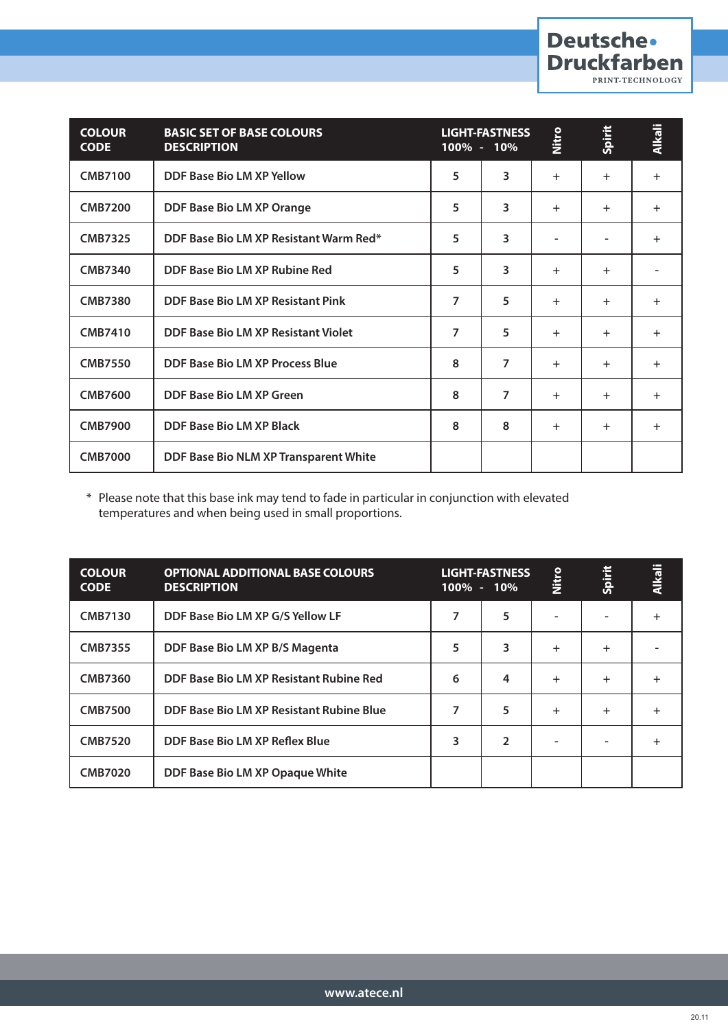| COLOUR CODE | BASIC SET OF BASE COLOURS DESCRIPTION | LIGHT-FASTNESS 100% | 10% | Nitro | Spirit | Alkali |
|---|---|---|---|---|---|---|
| CMB7100 | DDF Base Bio LM XP Yellow | 5 | 3 | + | + | + |
| CMB7200 | DDF Base Bio LM XP Orange | 5 | 3 | + | + | + |
| CMB7325 | DDF Base Bio LM XP Resistant Warm Red* | 5 | 3 | - | - | + |
| CMB7340 | DDF Base Bio LM XP Rubine Red | 5 | 3 | + | + | - |
| CMB7380 | DDF Base Bio LM XP Resistant Pink | 7 | 5 | + | + | + |
| CMB7410 | DDF Base Bio LM XP Resistant Violet | 7 | 5 | + | + | + |
| CMB7550 | DDF Base Bio LM XP Process Blue | 8 | 7 | + | + | + |
| CMB7600 | DDF Base Bio LM XP Green | 8 | 7 | + | + | + |
| CMB7900 | DDF Base Bio LM XP Black | 8 | 8 | + | + | + |
| CMB7000 | DDF Base Bio NLM XP Transparent White | | | | | |

* Please note that this base ink may tend to fade in particular in conjunction with elevated temperatures and when being used in small proportions.

| COLOUR CODE | OPTIONAL ADDITIONAL BASE COLOURS DESCRIPTION | LIGHT-FASTNESS 100% | 10% | Nitro | Spirit | Alkali |
|---|---|---|---|---|---|---|
| CMB7130 | DDF Base Bio LM XP G/S Yellow LF | 7 | 5 | - | - | + |
| CMB7355 | DDF Base Bio LM XP B/S Magenta | 5 | 3 | + | + | - |
| CMB7360 | DDF Base Bio LM XP Resistant Rubine Red | 6 | 4 | + | + | + |
| CMB7500 | DDF Base Bio LM XP Resistant Rubine Blue | 7 | 5 | + | + | + |
| CMB7520 | DDF Base Bio LM XP Reflex Blue | 3 | 2 | - | - | + |
| CMB7020 | DDF Base Bio LM XP Opaque White | | | | | |

www.atece.nl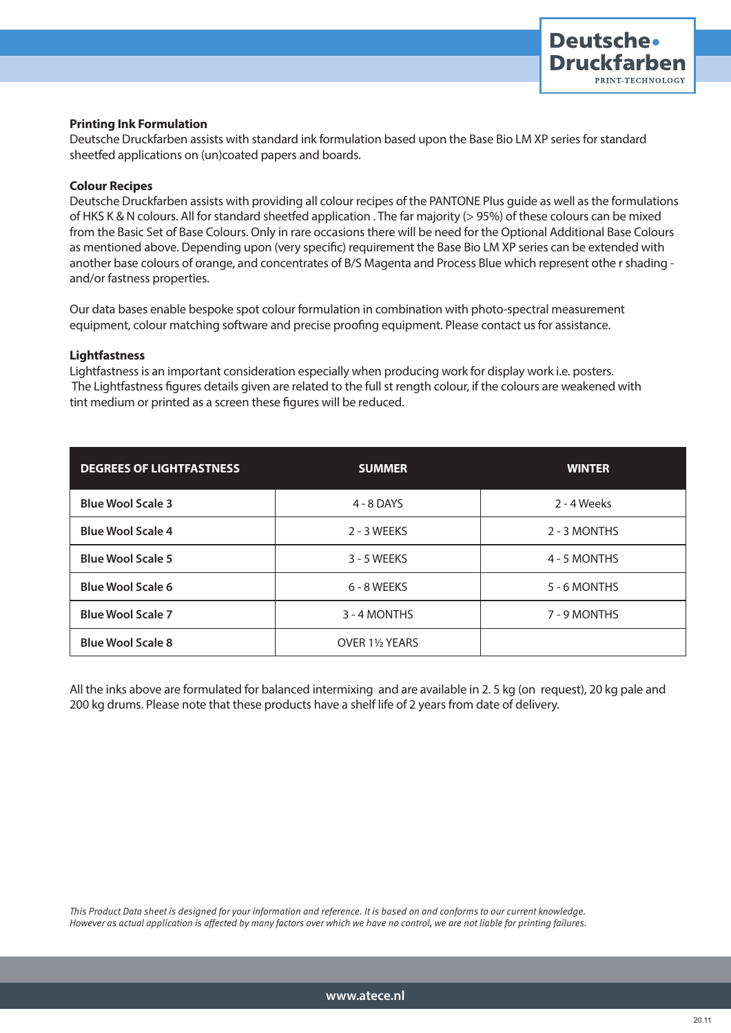**Printing Ink Formulation**

Deutsche Druckfarben assists with standard ink formulation based upon the Base Bio LM XP series for standard sheetfed applications on (un)coated papers and boards.

**Colour Recipes**

Deutsche Druckfarben assists with providing all colour recipes of the PANTONE Plus guide as well as the formulations of HKS K & N colours. All for standard sheetfed application . The far majority (> 95%) of these colours can be mixed from the Basic Set of Base Colours. Only in rare occasions there will be need for the Optional Additional Base Colours as mentioned above. Depending upon (very specific) requirement the Base Bio LM XP series can be extended with another base colours of orange, and concentrates of B/S Magenta and Process Blue which represent othe r shading - and/or fastness properties.

Our data bases enable bespoke spot colour formulation in combination with photo-spectral measurement equipment, colour matching software and precise proofing equipment. Please contact us for assistance.

**Lightfastness**

Lightfastness is an important consideration especially when producing work for display work i.e. posters. The Lightfastness figures details given are related to the full st rength colour, if the colours are weakened with tint medium or printed as a screen these figures will be reduced.

| DEGREES OF LIGHTFASTNESS | SUMMER | WINTER |
| --- | --- | --- |
| **Blue Wool Scale 3** | 4 - 8 DAYS | 2 - 4 Weeks |
| **Blue Wool Scale 4** | 2 - 3 WEEKS | 2 - 3 MONTHS |
| **Blue Wool Scale 5** | 3 - 5 WEEKS | 4 - 5 MONTHS |
| **Blue Wool Scale 6** | 6 - 8 WEEKS | 5 - 6 MONTHS |
| **Blue Wool Scale 7** | 3 - 4 MONTHS | 7 - 9 MONTHS |
| **Blue Wool Scale 8** | OVER 1½ YEARS | |

All the inks above are formulated for balanced intermixing and are available in 2. 5 kg (on request), 20 kg pale and 200 kg drums. Please note that these products have a shelf life of 2 years from date of delivery.

*This Product Data sheet is designed for your information and reference. It is based on and conforms to our current knowledge. However as actual application is affected by many factors over which we have no control, we are not liable for printing failures.*

www.atece.nl

20.11